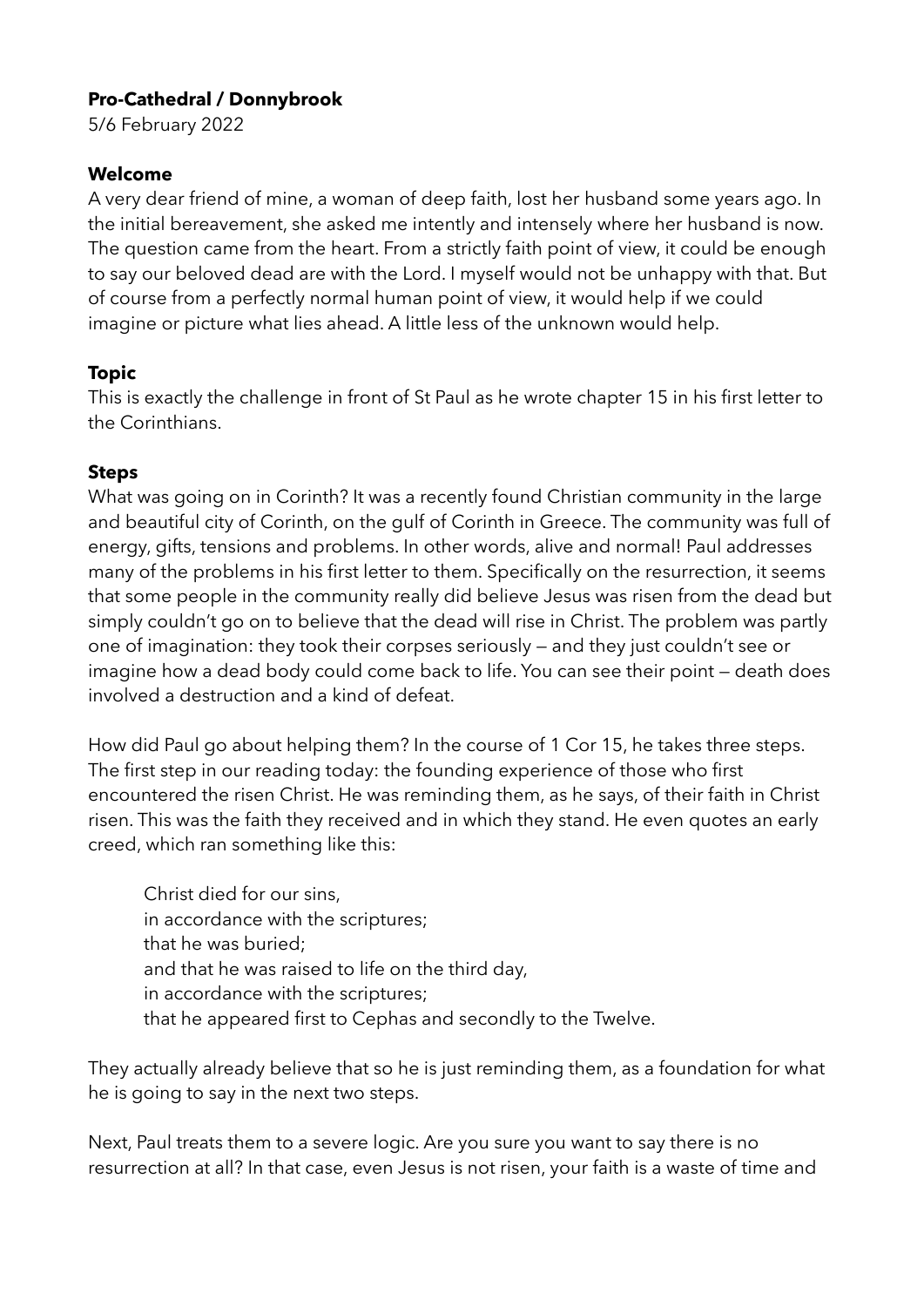**Pro-Cathedral / Donnybrook**

5/6 February 2022

**Welcome**

A very dear friend of mine, a woman of deep faith, lost her husband some years ago. In the initial bereavement, she asked me intently and intensely where her husband is now. The question came from the heart. From a strictly faith point of view, it could be enough to say our beloved dead are with the Lord. I myself would not be unhappy with that. But of course from a perfectly normal human point of view, it would help if we could imagine or picture what lies ahead. A little less of the unknown would help.

**Topic**

This is exactly the challenge in front of St Paul as he wrote chapter 15 in his first letter to the Corinthians.

**Steps**

What was going on in Corinth? It was a recently found Christian community in the large and beautiful city of Corinth, on the gulf of Corinth in Greece. The community was full of energy, gifts, tensions and problems. In other words, alive and normal! Paul addresses many of the problems in his first letter to them. Specifically on the resurrection, it seems that some people in the community really did believe Jesus was risen from the dead but simply couldn't go on to believe that the dead will rise in Christ. The problem was partly one of imagination: they took their corpses seriously — and they just couldn't see or imagine how a dead body could come back to life. You can see their point — death does involved a destruction and a kind of defeat.

How did Paul go about helping them? In the course of 1 Cor 15, he takes three steps. The first step in our reading today: the founding experience of those who first encountered the risen Christ. He was reminding them, as he says, of their faith in Christ risen. This was the faith they received and in which they stand. He even quotes an early creed, which ran something like this:

> Christ died for our sins,
> in accordance with the scriptures;
> that he was buried;
> and that he was raised to life on the third day,
> in accordance with the scriptures;
> that he appeared first to Cephas and secondly to the Twelve.

They actually already believe that so he is just reminding them, as a foundation for what he is going to say in the next two steps.

Next, Paul treats them to a severe logic. Are you sure you want to say there is no resurrection at all? In that case, even Jesus is not risen, your faith is a waste of time and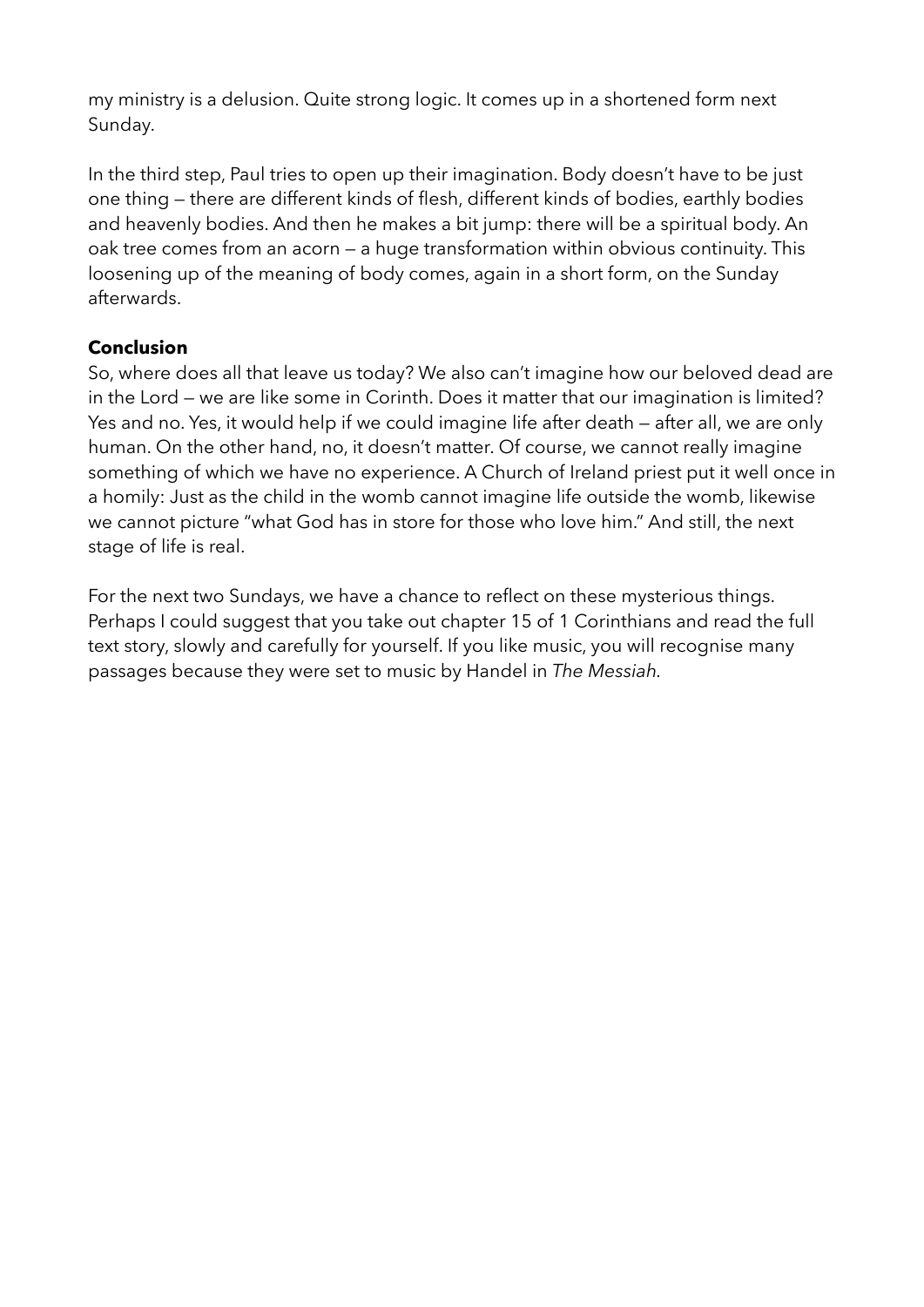my ministry is a delusion. Quite strong logic. It comes up in a shortened form next Sunday.

In the third step, Paul tries to open up their imagination. Body doesn't have to be just one thing — there are different kinds of flesh, different kinds of bodies, earthly bodies and heavenly bodies. And then he makes a bit jump: there will be a spiritual body. An oak tree comes from an acorn — a huge transformation within obvious continuity. This loosening up of the meaning of body comes, again in a short form, on the Sunday afterwards.

**Conclusion**

So, where does all that leave us today? We also can't imagine how our beloved dead are in the Lord — we are like some in Corinth. Does it matter that our imagination is limited? Yes and no. Yes, it would help if we could imagine life after death — after all, we are only human. On the other hand, no, it doesn't matter. Of course, we cannot really imagine something of which we have no experience. A Church of Ireland priest put it well once in a homily: Just as the child in the womb cannot imagine life outside the womb, likewise we cannot picture "what God has in store for those who love him." And still, the next stage of life is real.

For the next two Sundays, we have a chance to reflect on these mysterious things. Perhaps I could suggest that you take out chapter 15 of 1 Corinthians and read the full text story, slowly and carefully for yourself. If you like music, you will recognise many passages because they were set to music by Handel in *The Messiah*.